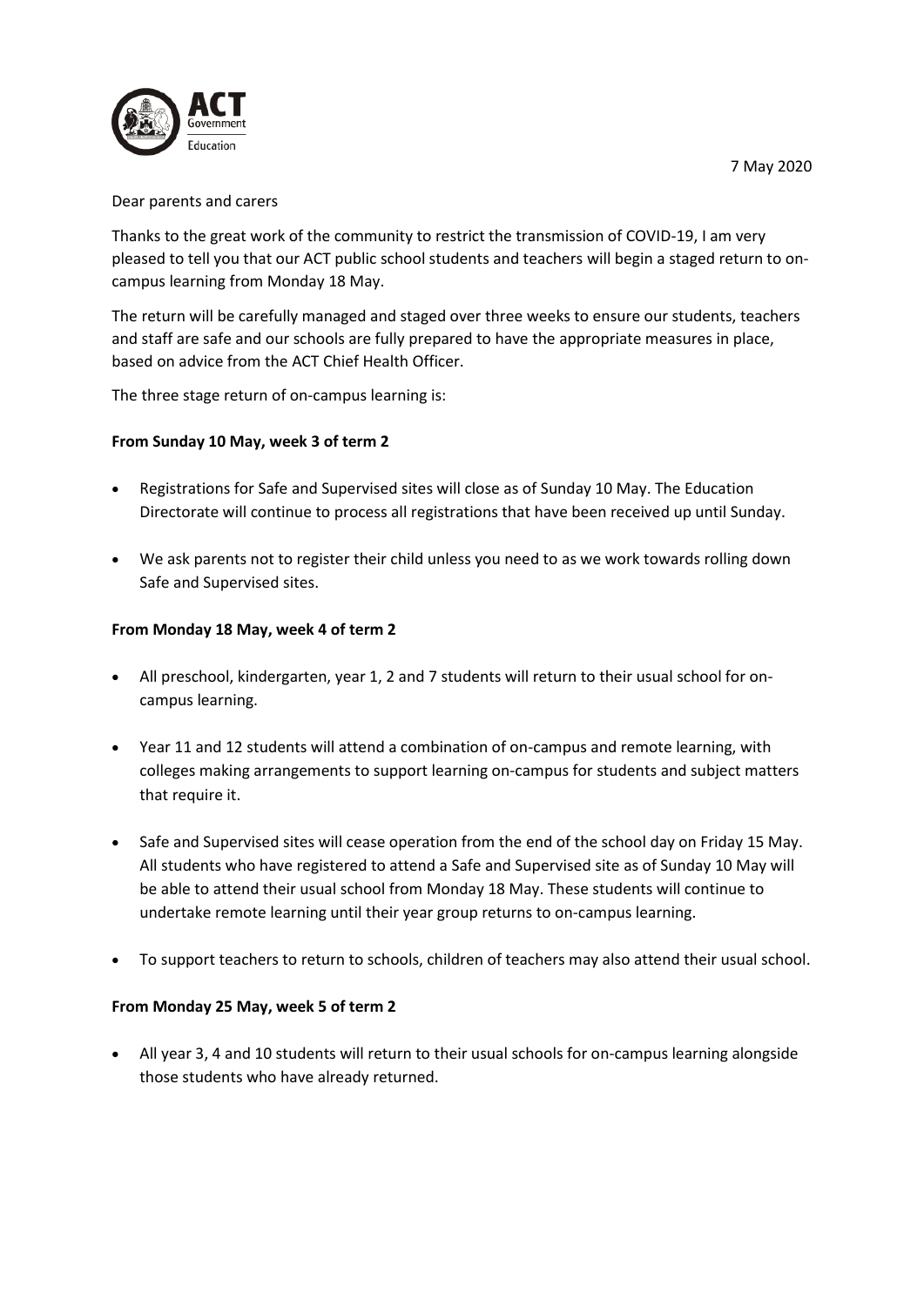7 May 2020

Dear parents and carers

Thanks to the great work of the community to restrict the transmission of COVID-19, I am very pleased to tell you that our ACT public school students and teachers will begin a staged return to on-campus learning from Monday 18 May.

The return will be carefully managed and staged over three weeks to ensure our students, teachers and staff are safe and our schools are fully prepared to have the appropriate measures in place, based on advice from the ACT Chief Health Officer.

The three stage return of on-campus learning is:

**From Sunday 10 May, week 3 of term 2**

- Registrations for Safe and Supervised sites will close as of Sunday 10 May. The Education Directorate will continue to process all registrations that have been received up until Sunday.
- We ask parents not to register their child unless you need to as we work towards rolling down Safe and Supervised sites.

**From Monday 18 May, week 4 of term 2**

- All preschool, kindergarten, year 1, 2 and 7 students will return to their usual school for on-campus learning.
- Year 11 and 12 students will attend a combination of on-campus and remote learning, with colleges making arrangements to support learning on-campus for students and subject matters that require it.
- Safe and Supervised sites will cease operation from the end of the school day on Friday 15 May. All students who have registered to attend a Safe and Supervised site as of Sunday 10 May will be able to attend their usual school from Monday 18 May. These students will continue to undertake remote learning until their year group returns to on-campus learning.
- To support teachers to return to schools, children of teachers may also attend their usual school.

**From Monday 25 May, week 5 of term 2**

- All year 3, 4 and 10 students will return to their usual schools for on-campus learning alongside those students who have already returned.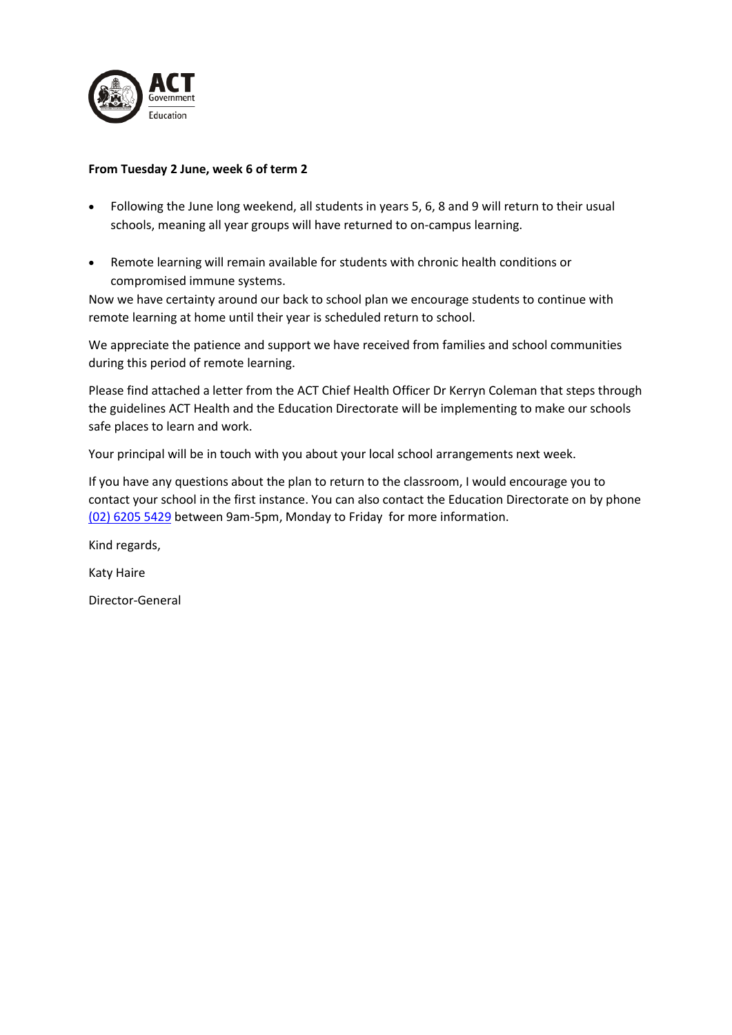**From Tuesday 2 June, week 6 of term 2**

- Following the June long weekend, all students in years 5, 6, 8 and 9 will return to their usual schools, meaning all year groups will have returned to on-campus learning.

- Remote learning will remain available for students with chronic health conditions or compromised immune systems.

Now we have certainty around our back to school plan we encourage students to continue with remote learning at home until their year is scheduled return to school.

We appreciate the patience and support we have received from families and school communities during this period of remote learning.

Please find attached a letter from the ACT Chief Health Officer Dr Kerryn Coleman that steps through the guidelines ACT Health and the Education Directorate will be implementing to make our schools safe places to learn and work.

Your principal will be in touch with you about your local school arrangements next week.

If you have any questions about the plan to return to the classroom, I would encourage you to contact your school in the first instance. You can also contact the Education Directorate on by phone (02) 6205 5429 between 9am-5pm, Monday to Friday for more information.

Kind regards,

Katy Haire

Director-General